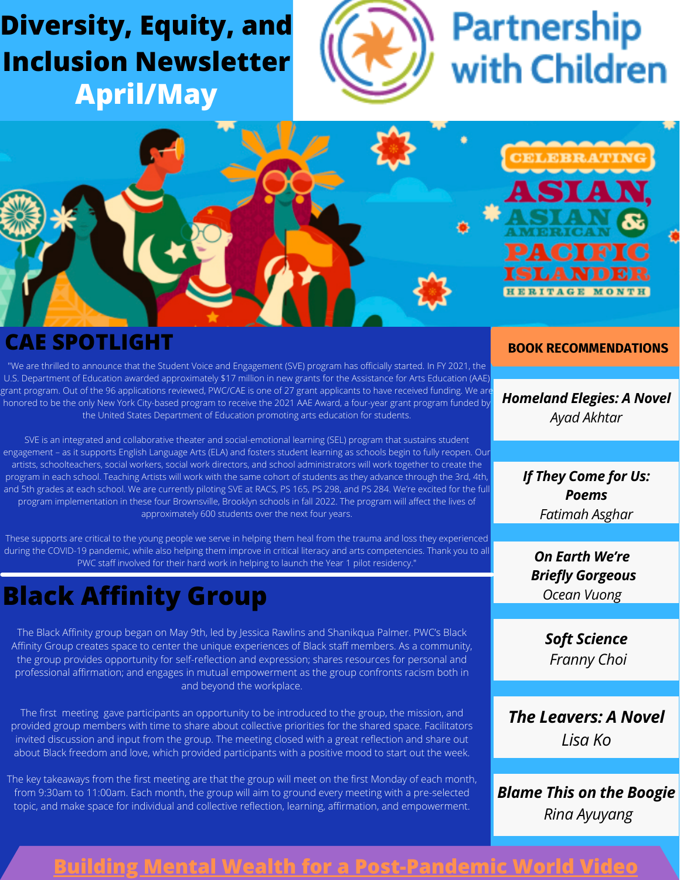# Diversity, Equity, and Inclusion Newsletter April/May

Partnership with Children

CELEBRATING ASIAN, ASIAN AMERICAN & PACIFIC ISLANDER HERITAGE MONTH

## CAE SPOTLIGHT

"We are thrilled to announce that the Student Voice and Engagement (SVE) program has officially started. In FY 2021, the U.S. Department of Education awarded approximately $17 million in new grants for the Assistance for Arts Education (AAE) grant program. Out of the 96 applications reviewed, PWC/CAE is one of 27 grant applicants to have received funding. We are honored to be the only New York City-based program to receive the 2021 AAE Award, a four-year grant program funded by the United States Department of Education promoting arts education for students.

SVE is an integrated and collaborative theater and social-emotional learning (SEL) program that sustains student engagement – as it supports English Language Arts (ELA) and fosters student learning as schools begin to fully reopen. Our artists, schoolteachers, social workers, social work directors, and school administrators will work together to create the program in each school. Teaching Artists will work with the same cohort of students as they advance through the 3rd, 4th, and 5th grades at each school. We are currently piloting SVE at RACS, PS 165, PS 298, and PS 284. We're excited for the full program implementation in these four Brownsville, Brooklyn schools in fall 2022. The program will affect the lives of approximately 600 students over the next four years.

These supports are critical to the young people we serve in helping them heal from the trauma and loss they experienced during the COVID-19 pandemic, while also helping them improve in critical literacy and arts competencies. Thank you to all PWC staff involved for their hard work in helping to launch the Year 1 pilot residency."

## Black Affinity Group

The Black Affinity group began on May 9th, led by Jessica Rawlins and Shanikqua Palmer. PWC's Black Affinity Group creates space to center the unique experiences of Black staff members. As a community, the group provides opportunity for self-reflection and expression; shares resources for personal and professional affirmation; and engages in mutual empowerment as the group confronts racism both in and beyond the workplace.

The first meeting gave participants an opportunity to be introduced to the group, the mission, and provided group members with time to share about collective priorities for the shared space. Facilitators invited discussion and input from the group. The meeting closed with a great reflection and share out about Black freedom and love, which provided participants with a positive mood to start out the week.

The key takeaways from the first meeting are that the group will meet on the first Monday of each month, from 9:30am to 11:00am. Each month, the group will aim to ground every meeting with a pre-selected topic, and make space for individual and collective reflection, learning, affirmation, and empowerment.

## BOOK RECOMMENDATIONS

**Homeland Elegies: A Novel**
*Ayad Akhtar*

**If They Come for Us: Poems**
*Fatimah Asghar*

**On Earth We're Briefly Gorgeous**
*Ocean Vuong*

**Soft Science**
*Franny Choi*

**The Leavers: A Novel**
*Lisa Ko*

**Blame This on the Boogie**
*Rina Ayuyang*

## Building Mental Wealth for a Post-Pandemic World Video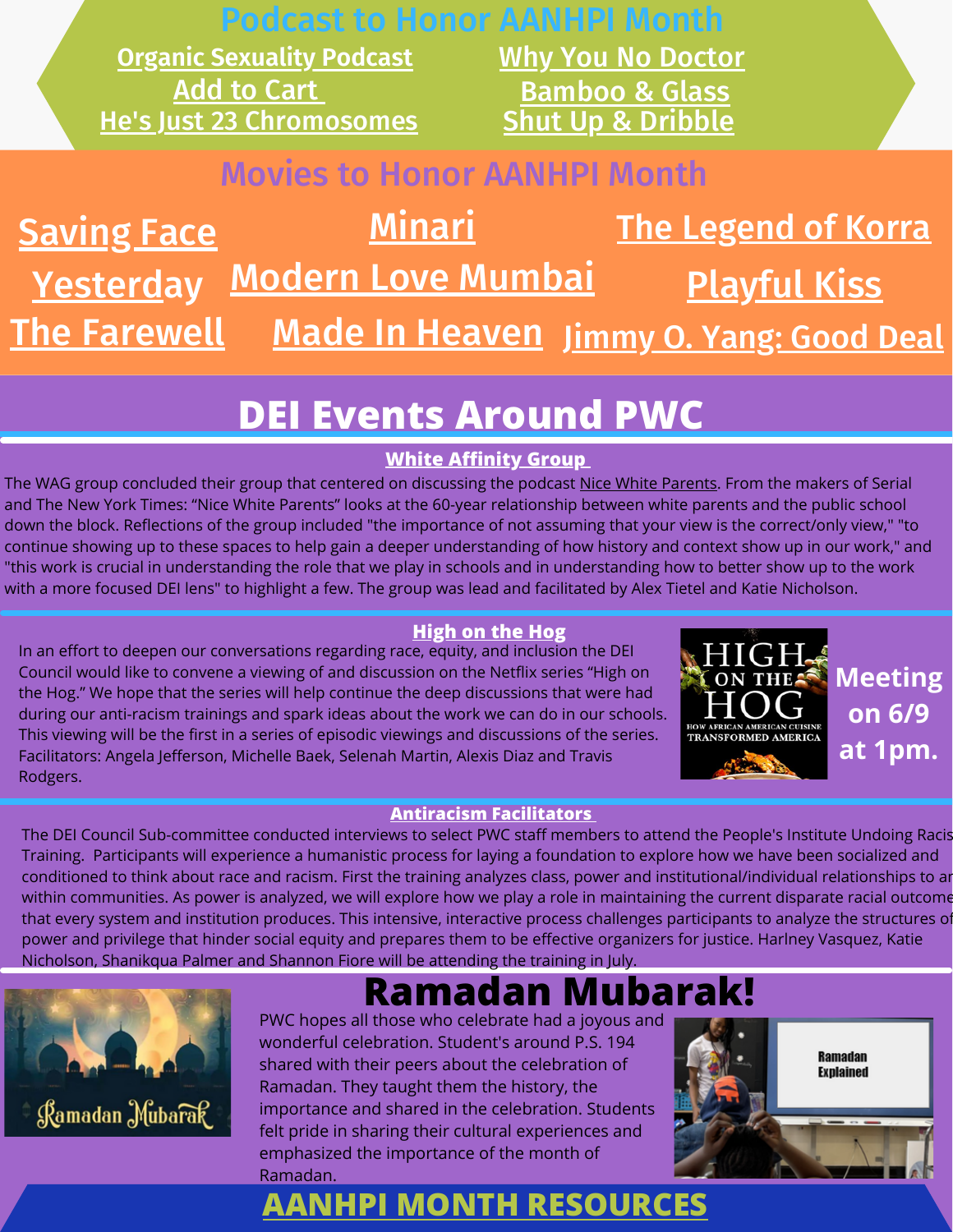## Podcast to Honor AANHPI Month

- Organic Sexuality Podcast
- Why You No Doctor
- Add to Cart
- Bamboo & Glass
- He's Just 23 Chromosomes
- Shut Up & Dribble

## Movies to Honor AANHPI Month

- Saving Face
- Minari
- The Legend of Korra
- Yesterday
- Modern Love Mumbai
- Playful Kiss
- The Farewell
- Made In Heaven
- Jimmy O. Yang: Good Deal

# DEI Events Around PWC

### White Affinity Group

The WAG group concluded their group that centered on discussing the podcast Nice White Parents. From the makers of Serial and The New York Times: "Nice White Parents" looks at the 60-year relationship between white parents and the public school down the block. Reflections of the group included "the importance of not assuming that your view is the correct/only view," "to continue showing up to these spaces to help gain a deeper understanding of how history and context show up in our work," and "this work is crucial in understanding the role that we play in schools and in understanding how to better show up to the work with a more focused DEI lens" to highlight a few. The group was lead and facilitated by Alex Tietel and Katie Nicholson.

### High on the Hog

In an effort to deepen our conversations regarding race, equity, and inclusion the DEI Council would like to convene a viewing of and discussion on the Netflix series "High on the Hog." We hope that the series will help continue the deep discussions that were had during our anti-racism trainings and spark ideas about the work we can do in our schools. This viewing will be the first in a series of episodic viewings and discussions of the series. Facilitators: Angela Jefferson, Michelle Baek, Selenah Martin, Alexis Diaz and Travis Rodgers.

**Meeting on 6/9 at 1pm.**

### Antiracism Facilitators

The DEI Council Sub-committee conducted interviews to select PWC staff members to attend the People's Institute Undoing Racis Training. Participants will experience a humanistic process for laying a foundation to explore how we have been socialized and conditioned to think about race and racism. First the training analyzes class, power and institutional/individual relationships to ar within communities. As power is analyzed, we will explore how we play a role in maintaining the current disparate racial outcome that every system and institution produces. This intensive, interactive process challenges participants to analyze the structures of power and privilege that hinder social equity and prepares them to be effective organizers for justice. Harlney Vasquez, Katie Nicholson, Shanikqua Palmer and Shannon Fiore will be attending the training in July.

## Ramadan Mubarak!

PWC hopes all those who celebrate had a joyous and wonderful celebration. Student's around P.S. 194 shared with their peers about the celebration of Ramadan. They taught them the history, the importance and shared in the celebration. Students felt pride in sharing their cultural experiences and emphasized the importance of the month of Ramadan.

## AANHPI MONTH RESOURCES